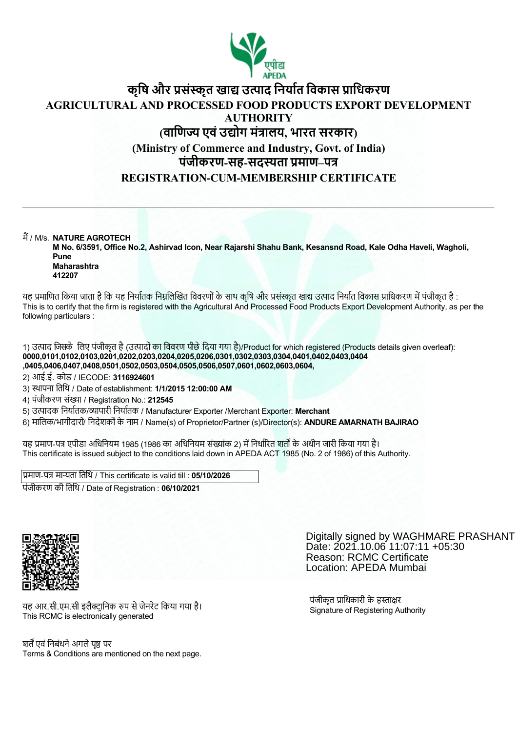एपीडा
APEDA

# कृषि और प्रसंस्कृत खाद्य उत्पाद निर्यात विकास प्राधिकरण

# AGRICULTURAL AND PROCESSED FOOD PRODUCTS EXPORT DEVELOPMENT AUTHORITY

## (वाणिज्य एवं उद्योग मंत्रालय, भारत सरकार)

## (Ministry of Commerce and Industry, Govt. of India)

## पंजीकरण-सह-सदस्यता प्रमाण–पत्र

## REGISTRATION-CUM-MEMBERSHIP CERTIFICATE

---

मैं / M/s. **NATURE AGROTECH**
**M No. 6/3591, Office No.2, Ashirvad Icon, Near Rajarshi Shahu Bank, Kesansnd Road, Kale Odha Haveli, Wagholi, Pune**
**Maharashtra**
**412207**

यह प्रमाणित किया जाता है कि यह निर्यातक निम्नलिखित विवरणों के साथ कृषि और प्रसंस्कृत खाद्य उत्पाद निर्यात विकास प्राधिकरण में पंजीकृत है :
This is to certify that the firm is registered with the Agricultural And Processed Food Products Export Development Authority, as per the following particulars :

1) उत्पाद जिसके लिए पंजीकृत है (उत्पादों का विवरण पीछे दिया गया है)/Product for which registered (Products details given overleaf): **0000,0101,0102,0103,0201,0202,0203,0204,0205,0206,0301,0302,0303,0304,0401,0402,0403,0404 ,0405,0406,0407,0408,0501,0502,0503,0504,0505,0506,0507,0601,0602,0603,0604,**
2) आई.ई. कोड / IECODE: **3116924601**
3) स्थापना तिथि / Date of establishment: **1/1/2015 12:00:00 AM**
4) पंजीकरण संख्या / Registration No.: **212545**
5) उत्पादक निर्यातक/व्यापारी निर्यातक / Manufacturer Exporter /Merchant Exporter: **Merchant**
6) मालिक/भागीदारों/ निदेशकों के नाम / Name(s) of Proprietor/Partner (s)/Director(s): **ANDURE AMARNATH BAJIRAO**

यह प्रमाण-पत्र एपीडा अधिनियम 1985 (1986 का अधिनियम संख्यांक 2) में निर्धारित शर्तों के अधीन जारी किया गया है।
This certificate is issued subject to the conditions laid down in APEDA ACT 1985 (No. 2 of 1986) of this Authority.

प्रमाण-पत्र मान्यता तिथि / This certificate is valid till : **05/10/2026**
पंजीकरण की तिथि / Date of Registration : **06/10/2021**

Digitally signed by WAGHMARE PRASHANT
Date: 2021.10.06 11:07:11 +05:30
Reason: RCMC Certificate
Location: APEDA Mumbai

पंजीकृत प्राधिकारी के हस्ताक्षर
Signature of Registering Authority

यह आर.सी.एम.सी इलैक्ट्रानिक रुप से जेनरेट किया गया है।
This RCMC is electronically generated

शर्तें एवं निबंधने अगले पृष्ठ पर
Terms & Conditions are mentioned on the next page.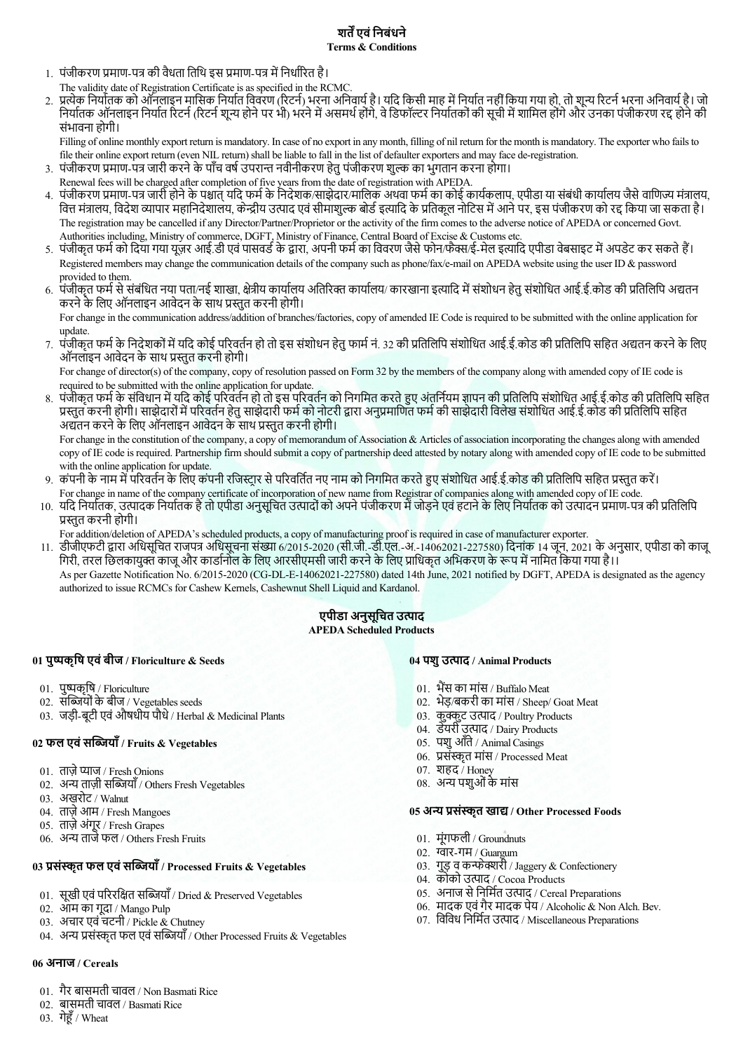## शर्तें एवं निबंधने
**Terms & Conditions**

1. पंजीकरण प्रमाण-पत्र की वैधता तिथि इस प्रमाण-पत्र में निर्धारित है।
   The validity date of Registration Certificate is as specified in the RCMC.
2. प्रत्येक निर्यातक को ऑनलाइन मासिक निर्यात विवरण (रिटर्न) भरना अनिवार्य है। यदि किसी माह में निर्यात नहीं किया गया हो, तो शून्य रिटर्न भरना अनिवार्य है। जो निर्यातक ऑनलाइन निर्यात रिटर्न (रिटर्न शून्य होने पर भी) भरने में असमर्थ होंगे, वे डिफॉल्टर निर्यातकों की सूची में शामिल होंगे और उनका पंजीकरण रद्द होने की संभावना होगी।
   Filling of online monthly export return is mandatory. In case of no export in any month, filling of nil return for the month is mandatory. The exporter who fails to file their online export return (even NIL return) shall be liable to fall in the list of defaulter exporters and may face de-registration.
3. पंजीकरण प्रमाण-पत्र जारी करने के पाँच वर्ष उपरान्त नवीनीकरण हेतु पंजीकरण शुल्क का भुगतान करना होगा।
   Renewal fees will be charged after completion of five years from the date of registration with APEDA.
4. पंजीकरण प्रमाण-पत्र जारी होने के पश्चात् यदि फर्म के निदेशक/साझेदार/मालिक अथवा फर्म का कोई कार्यकलाप, एपीडा या संबंधी कार्यालय जैसे वाणिज्य मंत्रालय, वित्त मंत्रालय, विदेश व्यापार महानिदेशालय, केन्द्रीय उत्पाद एवं सीमाशुल्क बोर्ड इत्यादि के प्रतिकूल नोटिस में आने पर, इस पंजीकरण को रद्द किया जा सकता है।
   The registration may be cancelled if any Director/Partner/Proprietor or the activity of the firm comes to the adverse notice of APEDA or concerned Govt. Authorities including, Ministry of commerce, DGFT, Ministry of Finance, Central Board of Excise & Customs etc.
5. पंजीकृत फर्म को दिया गया यूज़र आई.डी एवं पासवर्ड के द्वारा, अपनी फर्म का विवरण जैसे फोन/फैक्स/ई-मेल इत्यादि एपीडा वेबसाइट में अपडेट कर सकते हैं।
   Registered members may change the communication details of the company such as phone/fax/e-mail on APEDA website using the user ID & password provided to them.
6. पंजीकृत फर्म से संबंधित नया पता/नई शाखा, क्षेत्रीय कार्यालय अतिरिक्त कार्यालय/ कारखाना इत्यादि में संशोधन हेतु संशोधित आई.ई.कोड की प्रतिलिपि अद्यतन करने के लिए ऑनलाइन आवेदन के साथ प्रस्तुत करनी होगी।
   For change in the communication address/addition of branches/factories, copy of amended IE Code is required to be submitted with the online application for update.
7. पंजीकृत फर्म के निदेशकों में यदि कोई परिवर्तन हो तो इस संशोधन हेतु फार्म नं. 32 की प्रतिलिपि संशोधित आई.ई.कोड की प्रतिलिपि सहित अद्यतन करने के लिए ऑनलाइन आवेदन के साथ प्रस्तुत करनी होगी।
   For change of director(s) of the company, copy of resolution passed on Form 32 by the members of the company along with amended copy of IE code is required to be submitted with the online application for update.
8. पंजीकृत फर्म के संविधान में यदि कोई परिवर्तन हो तो इस परिवर्तन को निगमित करते हुए अंतर्नियम ज्ञापन की प्रतिलिपि संशोधित आई.ई.कोड की प्रतिलिपि सहित प्रस्तुत करनी होगी। साझेदारों में परिवर्तन हेतु साझेदारी फर्म को नोटरी द्वारा अनुप्रमाणित फर्म की साझेदारी विलेख संशोधित आई.ई.कोड की प्रतिलिपि सहित अद्यतन करने के लिए ऑनलाइन आवेदन के साथ प्रस्तुत करनी होगी।
   For change in the constitution of the company, a copy of memorandum of Association & Articles of association incorporating the changes along with amended copy of IE code is required. Partnership firm should submit a copy of partnership deed attested by notary along with amended copy of IE code to be submitted with the online application for update.
9. कंपनी के नाम में परिवर्तन के लिए कंपनी रजिस्ट्रार से परिवर्तित नए नाम को निगमित करते हुए संशोधित आई.ई.कोड की प्रतिलिपि सहित प्रस्तुत करें।
   For change in name of the company certificate of incorporation of new name from Registrar of companies along with amended copy of IE code.
10. यदि निर्यातक, उत्पादक निर्यातक है तो एपीडा अनुसूचित उत्पादों को अपने पंजीकरण में जोड़ने एवं हटाने के लिए निर्यातक को उत्पादन प्रमाण-पत्र की प्रतिलिपि प्रस्तुत करनी होगी।
    For addition/deletion of APEDA's scheduled products, a copy of manufacturing proof is required in case of manufacturer exporter.
11. डीजीएफटी द्वारा अधिसूचित राजपत्र अधिसूचना संख्या 6/2015-2020 (सी.जी.-डी.एल.-अ.-14062021-227580) दिनांक 14 जून, 2021 के अनुसार, एपीडा को काजू गिरी, तरल छिलकायुक्त काजू और कार्डनोल के लिए आरसीएमसी जारी करने के लिए प्राधिकृत अभिकरण के रूप में नामित किया गया है।।
    As per Gazette Notification No. 6/2015-2020 (CG-DL-E-14062021-227580) dated 14th June, 2021 notified by DGFT, APEDA is designated as the agency authorized to issue RCMCs for Cashew Kernels, Cashewnut Shell Liquid and Kardanol.

## एपीडा अनुसूचित उत्पाद
**APEDA Scheduled Products**

### 01 पुष्पकृषि एवं बीज / Floriculture & Seeds

01. पुष्पकृषि / Floriculture
02. सब्जियों के बीज / Vegetables seeds
03. जड़ी-बूटी एवं औषधीय पौधे / Herbal & Medicinal Plants

### 02 फल एवं सब्जियाँ / Fruits & Vegetables

01. ताज़े प्याज / Fresh Onions
02. अन्य ताज़ी सब्जियाँ / Others Fresh Vegetables
03. अखरोट / Walnut
04. ताज़े आम / Fresh Mangoes
05. ताज़े अंगूर / Fresh Grapes
06. अन्य ताजे फल / Others Fresh Fruits

### 03 प्रसंस्कृत फल एवं सब्जियाँ / Processed Fruits & Vegetables

01. सूखी एवं परिरक्षित सब्जियाँ / Dried & Preserved Vegetables
02. आम का गूदा / Mango Pulp
03. अचार एवं चटनी / Pickle & Chutney
04. अन्य प्रसंस्कृत फल एवं सब्जियाँ / Other Processed Fruits & Vegetables

### 04 पशु उत्पाद / Animal Products

01. भैंस का मांस / Buffalo Meat
02. भेड़/बकरी का मांस / Sheep/ Goat Meat
03. कुक्कुट उत्पाद / Poultry Products
04. डेयरी उत्पाद / Dairy Products
05. पशु आँते / Animal Casings
06. प्रसंस्कृत मांस / Processed Meat
07. शहद / Honey
08. अन्य पशुओं के मांस

### 05 अन्य प्रसंस्कृत खाद्य / Other Processed Foods

01. मूंगफली / Groundnuts
02. ग्वार-गम / Guargum
03. गुड़ व कन्फेक्शरी / Jaggery & Confectionery
04. कोको उत्पाद / Cocoa Products
05. अनाज से निर्मित उत्पाद / Cereal Preparations
06. मादक एवं गैर मादक पेय / Alcoholic & Non Alch. Bev.
07. विविध निर्मित उत्पाद / Miscellaneous Preparations

### 06 अनाज / Cereals

01. गैर बासमती चावल / Non Basmati Rice
02. बासमती चावल / Basmati Rice
03. गेहूँ / Wheat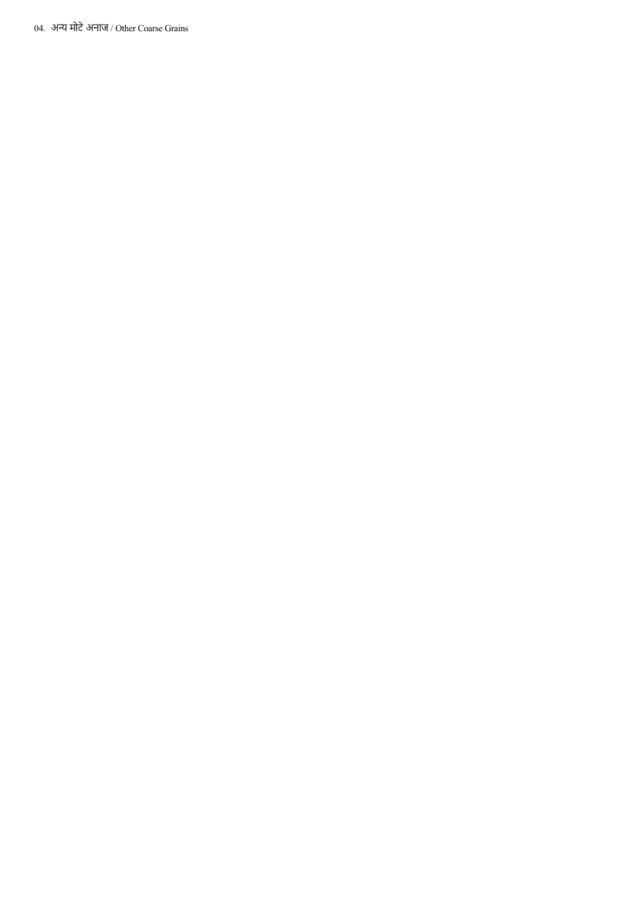04. अन्य मोटे अनाज / Other Coarse Grains